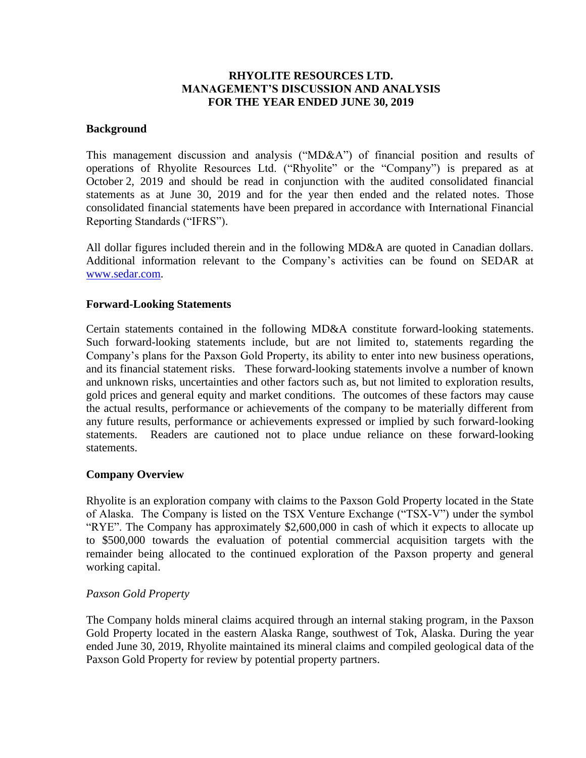# RHYOLITE RESOURCES LTD.
# MANAGEMENT'S DISCUSSION AND ANALYSIS
# FOR THE YEAR ENDED JUNE 30, 2019

## Background

This management discussion and analysis ("MD&A") of financial position and results of operations of Rhyolite Resources Ltd. ("Rhyolite" or the "Company") is prepared as at October 2, 2019 and should be read in conjunction with the audited consolidated financial statements as at June 30, 2019 and for the year then ended and the related notes. Those consolidated financial statements have been prepared in accordance with International Financial Reporting Standards ("IFRS").

All dollar figures included therein and in the following MD&A are quoted in Canadian dollars. Additional information relevant to the Company's activities can be found on SEDAR at [www.sedar.com](http://www.sedar.com).

## Forward-Looking Statements

Certain statements contained in the following MD&A constitute forward-looking statements. Such forward-looking statements include, but are not limited to, statements regarding the Company's plans for the Paxson Gold Property, its ability to enter into new business operations, and its financial statement risks. These forward-looking statements involve a number of known and unknown risks, uncertainties and other factors such as, but not limited to exploration results, gold prices and general equity and market conditions. The outcomes of these factors may cause the actual results, performance or achievements of the company to be materially different from any future results, performance or achievements expressed or implied by such forward-looking statements. Readers are cautioned not to place undue reliance on these forward-looking statements.

## Company Overview

Rhyolite is an exploration company with claims to the Paxson Gold Property located in the State of Alaska. The Company is listed on the TSX Venture Exchange ("TSX-V") under the symbol "RYE". The Company has approximately $2,600,000 in cash of which it expects to allocate up to $500,000 towards the evaluation of potential commercial acquisition targets with the remainder being allocated to the continued exploration of the Paxson property and general working capital.

### *Paxson Gold Property*

The Company holds mineral claims acquired through an internal staking program, in the Paxson Gold Property located in the eastern Alaska Range, southwest of Tok, Alaska. During the year ended June 30, 2019, Rhyolite maintained its mineral claims and compiled geological data of the Paxson Gold Property for review by potential property partners.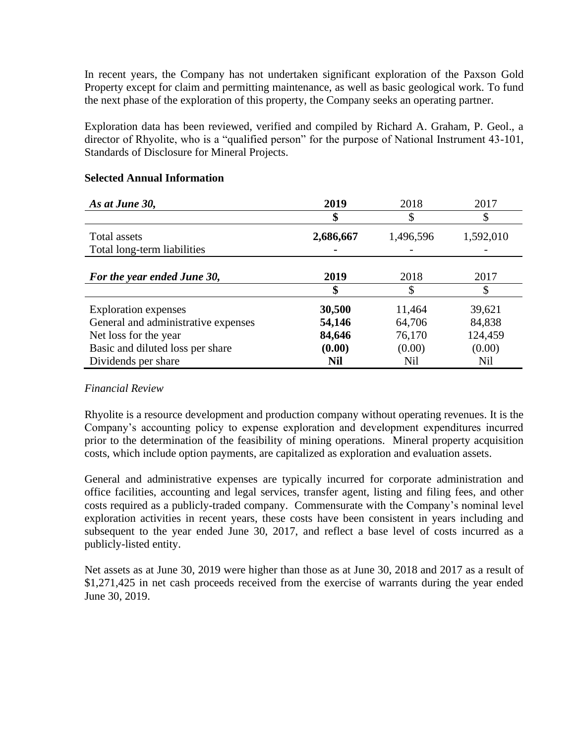In recent years, the Company has not undertaken significant exploration of the Paxson Gold Property except for claim and permitting maintenance, as well as basic geological work. To fund the next phase of the exploration of this property, the Company seeks an operating partner.

Exploration data has been reviewed, verified and compiled by Richard A. Graham, P. Geol., a director of Rhyolite, who is a "qualified person" for the purpose of National Instrument 43-101, Standards of Disclosure for Mineral Projects.

**Selected Annual Information**

| ***As at June 30,*** | **2019** | 2018 | 2017 |
|---|---|---|---|
| | **$** | $ | $ |
| Total assets | **2,686,667** | 1,496,596 | 1,592,010 |
| Total long-term liabilities | **-** | - | - |

| ***For the year ended June 30,*** | **2019** | 2018 | 2017 |
|---|---|---|---|
| | **$** | $ | $ |
| Exploration expenses | **30,500** | 11,464 | 39,621 |
| General and administrative expenses | **54,146** | 64,706 | 84,838 |
| Net loss for the year | **84,646** | 76,170 | 124,459 |
| Basic and diluted loss per share | **(0.00)** | (0.00) | (0.00) |
| Dividends per share | **Nil** | Nil | Nil |

*Financial Review*

Rhyolite is a resource development and production company without operating revenues. It is the Company's accounting policy to expense exploration and development expenditures incurred prior to the determination of the feasibility of mining operations. Mineral property acquisition costs, which include option payments, are capitalized as exploration and evaluation assets.

General and administrative expenses are typically incurred for corporate administration and office facilities, accounting and legal services, transfer agent, listing and filing fees, and other costs required as a publicly-traded company. Commensurate with the Company's nominal level exploration activities in recent years, these costs have been consistent in years including and subsequent to the year ended June 30, 2017, and reflect a base level of costs incurred as a publicly-listed entity.

Net assets as at June 30, 2019 were higher than those as at June 30, 2018 and 2017 as a result of $1,271,425 in net cash proceeds received from the exercise of warrants during the year ended June 30, 2019.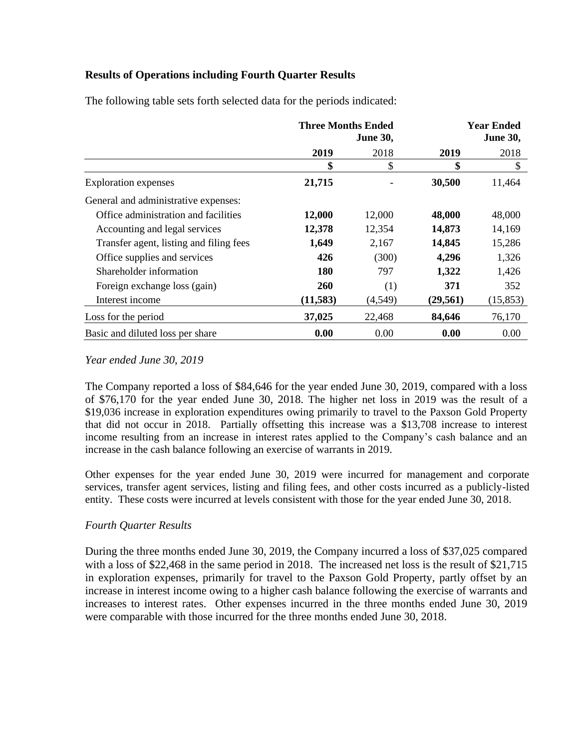**Results of Operations including Fourth Quarter Results**

The following table sets forth selected data for the periods indicated:

| | Three Months Ended June 30, | | Year Ended June 30, | |
|---|---|---|---|---|
| | **2019** | 2018 | **2019** | 2018 |
| | **$** | $ | **$** | $ |
| Exploration expenses | **21,715** | - | **30,500** | 11,464 |
| General and administrative expenses: | | | | |
| Office administration and facilities | **12,000** | 12,000 | **48,000** | 48,000 |
| Accounting and legal services | **12,378** | 12,354 | **14,873** | 14,169 |
| Transfer agent, listing and filing fees | **1,649** | 2,167 | **14,845** | 15,286 |
| Office supplies and services | **426** | (300) | **4,296** | 1,326 |
| Shareholder information | **180** | 797 | **1,322** | 1,426 |
| Foreign exchange loss (gain) | **260** | (1) | **371** | 352 |
| Interest income | **(11,583)** | (4,549) | **(29,561)** | (15,853) |
| Loss for the period | **37,025** | 22,468 | **84,646** | 76,170 |
| Basic and diluted loss per share | **0.00** | 0.00 | **0.00** | 0.00 |

*Year ended June 30, 2019*

The Company reported a loss of $84,646 for the year ended June 30, 2019, compared with a loss of $76,170 for the year ended June 30, 2018. The higher net loss in 2019 was the result of a $19,036 increase in exploration expenditures owing primarily to travel to the Paxson Gold Property that did not occur in 2018. Partially offsetting this increase was a $13,708 increase to interest income resulting from an increase in interest rates applied to the Company's cash balance and an increase in the cash balance following an exercise of warrants in 2019.

Other expenses for the year ended June 30, 2019 were incurred for management and corporate services, transfer agent services, listing and filing fees, and other costs incurred as a publicly-listed entity. These costs were incurred at levels consistent with those for the year ended June 30, 2018.

*Fourth Quarter Results*

During the three months ended June 30, 2019, the Company incurred a loss of $37,025 compared with a loss of $22,468 in the same period in 2018. The increased net loss is the result of $21,715 in exploration expenses, primarily for travel to the Paxson Gold Property, partly offset by an increase in interest income owing to a higher cash balance following the exercise of warrants and increases to interest rates. Other expenses incurred in the three months ended June 30, 2019 were comparable with those incurred for the three months ended June 30, 2018.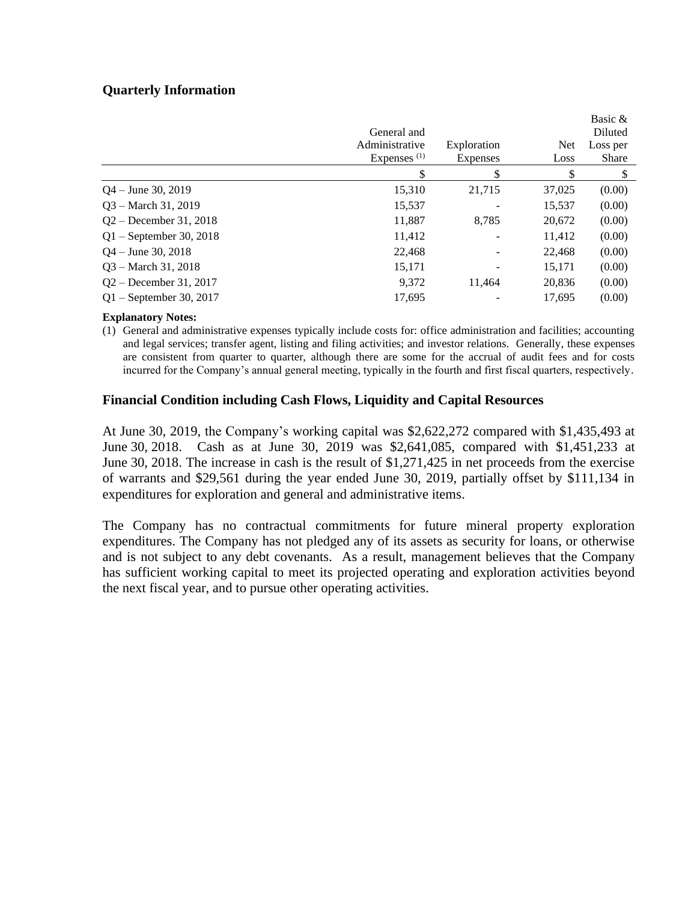### Quarterly Information

| | General and Administrative Expenses [1] | Exploration Expenses | Net Loss | Basic & Diluted Loss per Share |
|---|---|---|---|---|
| | $ | $ | $ | $ |
| Q4 – June 30, 2019 | 15,310 | 21,715 | 37,025 | (0.00) |
| Q3 – March 31, 2019 | 15,537 | - | 15,537 | (0.00) |
| Q2 – December 31, 2018 | 11,887 | 8,785 | 20,672 | (0.00) |
| Q1 – September 30, 2018 | 11,412 | - | 11,412 | (0.00) |
| Q4 – June 30, 2018 | 22,468 | - | 22,468 | (0.00) |
| Q3 – March 31, 2018 | 15,171 | - | 15,171 | (0.00) |
| Q2 – December 31, 2017 | 9,372 | 11,464 | 20,836 | (0.00) |
| Q1 – September 30, 2017 | 17,695 | - | 17,695 | (0.00) |

**Explanatory Notes:**

(1) General and administrative expenses typically include costs for: office administration and facilities; accounting and legal services; transfer agent, listing and filing activities; and investor relations. Generally, these expenses are consistent from quarter to quarter, although there are some for the accrual of audit fees and for costs incurred for the Company's annual general meeting, typically in the fourth and first fiscal quarters, respectively.

### Financial Condition including Cash Flows, Liquidity and Capital Resources

At June 30, 2019, the Company's working capital was $2,622,272 compared with $1,435,493 at June 30, 2018. Cash as at June 30, 2019 was $2,641,085, compared with $1,451,233 at June 30, 2018. The increase in cash is the result of $1,271,425 in net proceeds from the exercise of warrants and $29,561 during the year ended June 30, 2019, partially offset by $111,134 in expenditures for exploration and general and administrative items.

The Company has no contractual commitments for future mineral property exploration expenditures. The Company has not pledged any of its assets as security for loans, or otherwise and is not subject to any debt covenants. As a result, management believes that the Company has sufficient working capital to meet its projected operating and exploration activities beyond the next fiscal year, and to pursue other operating activities.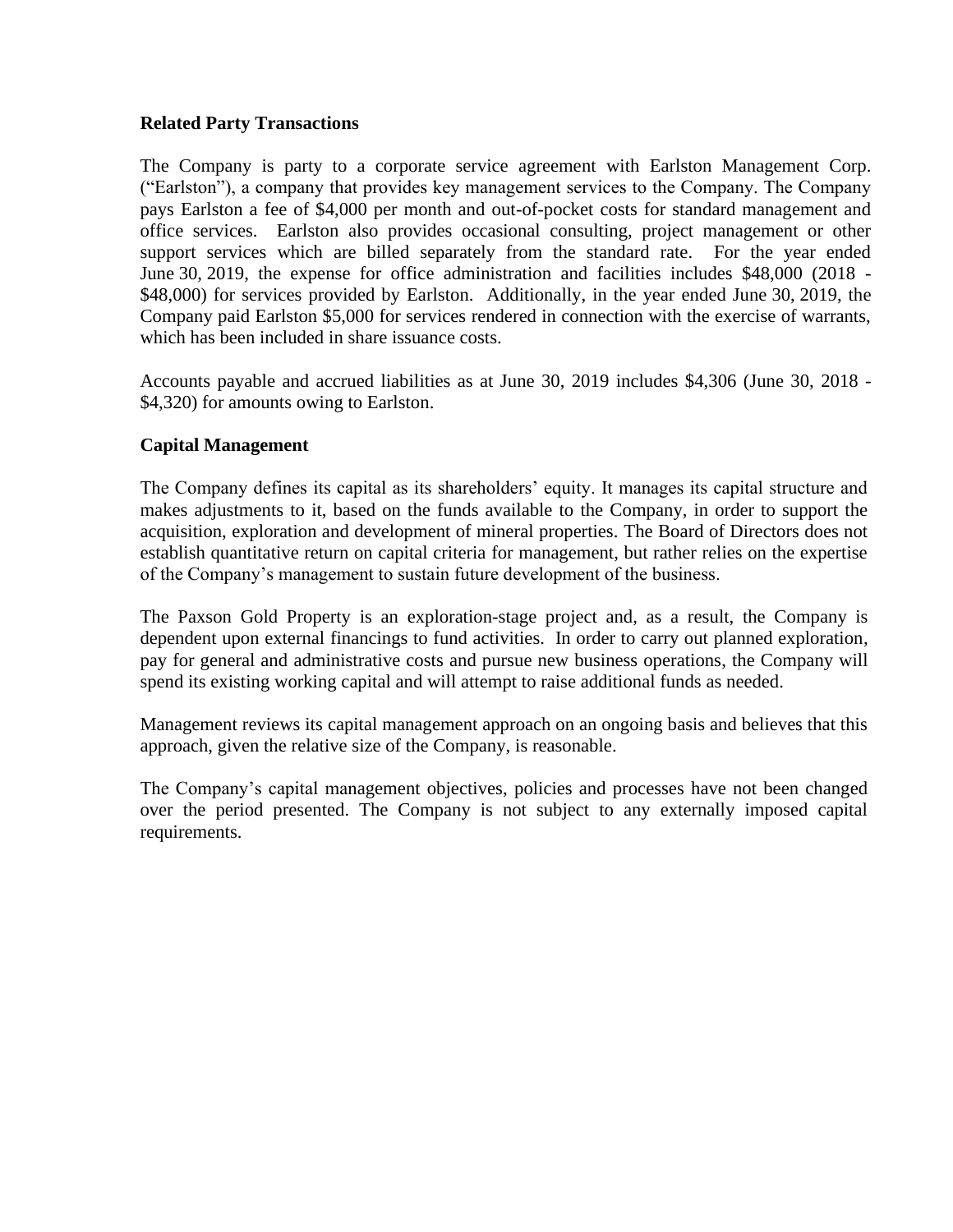**Related Party Transactions**

The Company is party to a corporate service agreement with Earlston Management Corp. ("Earlston"), a company that provides key management services to the Company. The Company pays Earlston a fee of $4,000 per month and out-of-pocket costs for standard management and office services. Earlston also provides occasional consulting, project management or other support services which are billed separately from the standard rate. For the year ended June 30, 2019, the expense for office administration and facilities includes $48,000 (2018 - $48,000) for services provided by Earlston. Additionally, in the year ended June 30, 2019, the Company paid Earlston $5,000 for services rendered in connection with the exercise of warrants, which has been included in share issuance costs.

Accounts payable and accrued liabilities as at June 30, 2019 includes $4,306 (June 30, 2018 - $4,320) for amounts owing to Earlston.

**Capital Management**

The Company defines its capital as its shareholders' equity. It manages its capital structure and makes adjustments to it, based on the funds available to the Company, in order to support the acquisition, exploration and development of mineral properties. The Board of Directors does not establish quantitative return on capital criteria for management, but rather relies on the expertise of the Company's management to sustain future development of the business.

The Paxson Gold Property is an exploration-stage project and, as a result, the Company is dependent upon external financings to fund activities. In order to carry out planned exploration, pay for general and administrative costs and pursue new business operations, the Company will spend its existing working capital and will attempt to raise additional funds as needed.

Management reviews its capital management approach on an ongoing basis and believes that this approach, given the relative size of the Company, is reasonable.

The Company's capital management objectives, policies and processes have not been changed over the period presented. The Company is not subject to any externally imposed capital requirements.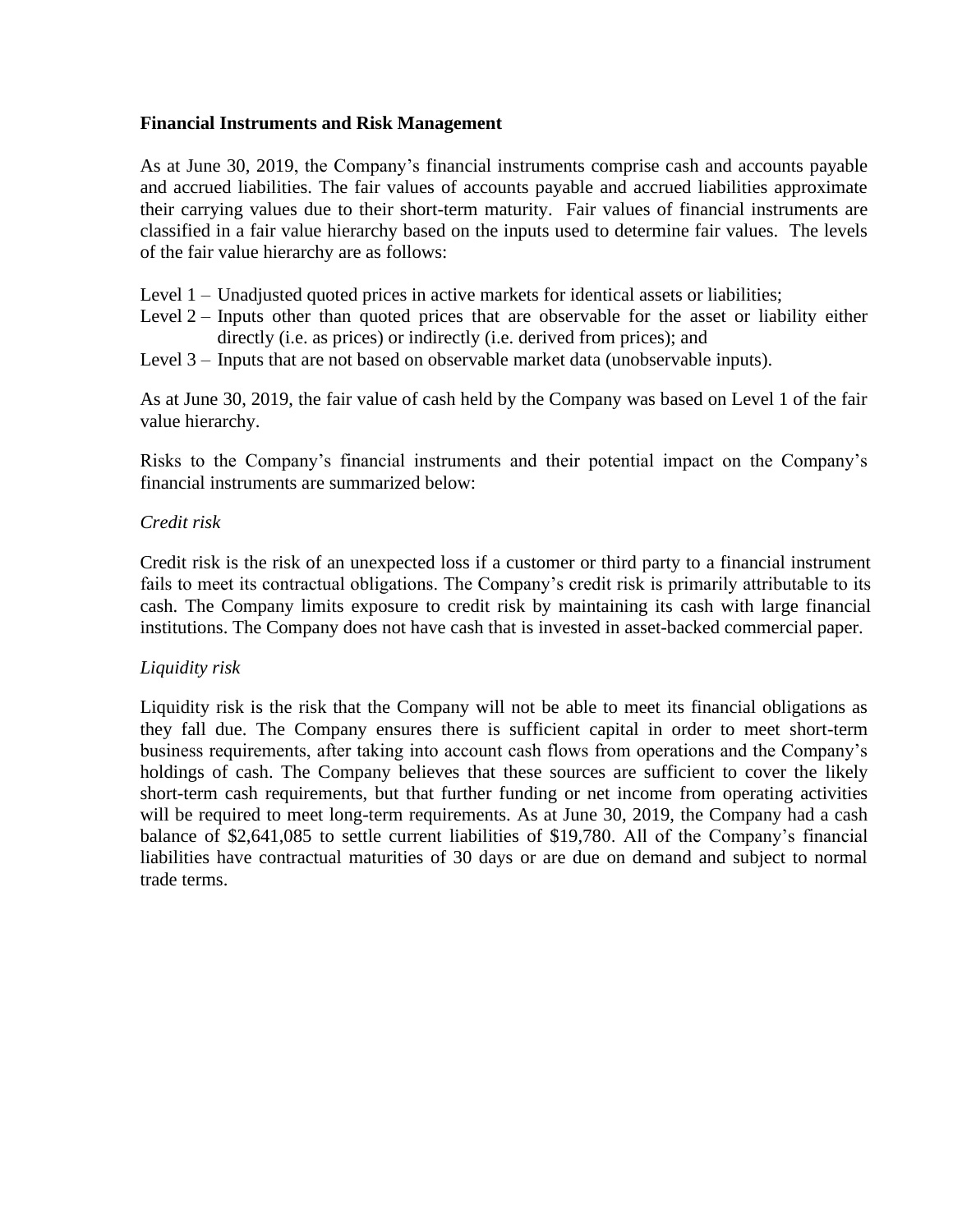**Financial Instruments and Risk Management**

As at June 30, 2019, the Company's financial instruments comprise cash and accounts payable and accrued liabilities. The fair values of accounts payable and accrued liabilities approximate their carrying values due to their short-term maturity. Fair values of financial instruments are classified in a fair value hierarchy based on the inputs used to determine fair values. The levels of the fair value hierarchy are as follows:

Level 1 – Unadjusted quoted prices in active markets for identical assets or liabilities;
Level 2 – Inputs other than quoted prices that are observable for the asset or liability either directly (i.e. as prices) or indirectly (i.e. derived from prices); and
Level 3 – Inputs that are not based on observable market data (unobservable inputs).

As at June 30, 2019, the fair value of cash held by the Company was based on Level 1 of the fair value hierarchy.

Risks to the Company's financial instruments and their potential impact on the Company's financial instruments are summarized below:

*Credit risk*

Credit risk is the risk of an unexpected loss if a customer or third party to a financial instrument fails to meet its contractual obligations. The Company's credit risk is primarily attributable to its cash. The Company limits exposure to credit risk by maintaining its cash with large financial institutions. The Company does not have cash that is invested in asset-backed commercial paper.

*Liquidity risk*

Liquidity risk is the risk that the Company will not be able to meet its financial obligations as they fall due. The Company ensures there is sufficient capital in order to meet short-term business requirements, after taking into account cash flows from operations and the Company's holdings of cash. The Company believes that these sources are sufficient to cover the likely short-term cash requirements, but that further funding or net income from operating activities will be required to meet long-term requirements. As at June 30, 2019, the Company had a cash balance of $2,641,085 to settle current liabilities of $19,780. All of the Company's financial liabilities have contractual maturities of 30 days or are due on demand and subject to normal trade terms.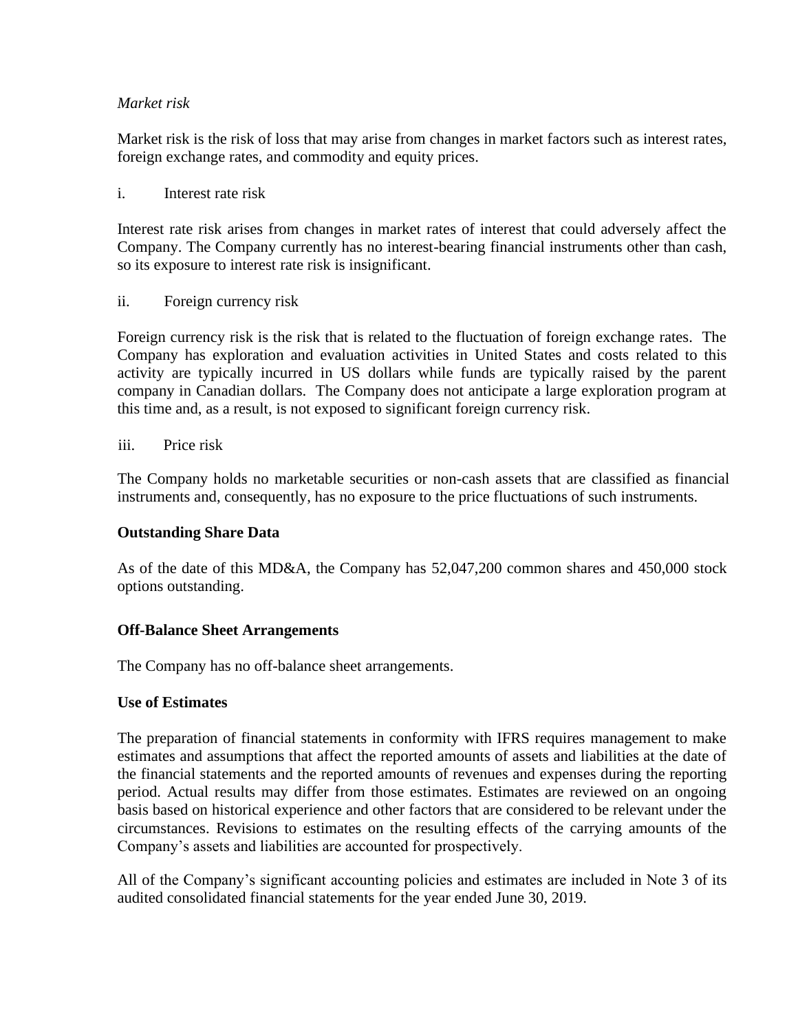*Market risk*

Market risk is the risk of loss that may arise from changes in market factors such as interest rates, foreign exchange rates, and commodity and equity prices.

i. Interest rate risk

Interest rate risk arises from changes in market rates of interest that could adversely affect the Company. The Company currently has no interest-bearing financial instruments other than cash, so its exposure to interest rate risk is insignificant.

ii. Foreign currency risk

Foreign currency risk is the risk that is related to the fluctuation of foreign exchange rates. The Company has exploration and evaluation activities in United States and costs related to this activity are typically incurred in US dollars while funds are typically raised by the parent company in Canadian dollars. The Company does not anticipate a large exploration program at this time and, as a result, is not exposed to significant foreign currency risk.

iii. Price risk

The Company holds no marketable securities or non-cash assets that are classified as financial instruments and, consequently, has no exposure to the price fluctuations of such instruments.

**Outstanding Share Data**

As of the date of this MD&A, the Company has 52,047,200 common shares and 450,000 stock options outstanding.

**Off-Balance Sheet Arrangements**

The Company has no off-balance sheet arrangements.

**Use of Estimates**

The preparation of financial statements in conformity with IFRS requires management to make estimates and assumptions that affect the reported amounts of assets and liabilities at the date of the financial statements and the reported amounts of revenues and expenses during the reporting period. Actual results may differ from those estimates. Estimates are reviewed on an ongoing basis based on historical experience and other factors that are considered to be relevant under the circumstances. Revisions to estimates on the resulting effects of the carrying amounts of the Company's assets and liabilities are accounted for prospectively.

All of the Company's significant accounting policies and estimates are included in Note 3 of its audited consolidated financial statements for the year ended June 30, 2019.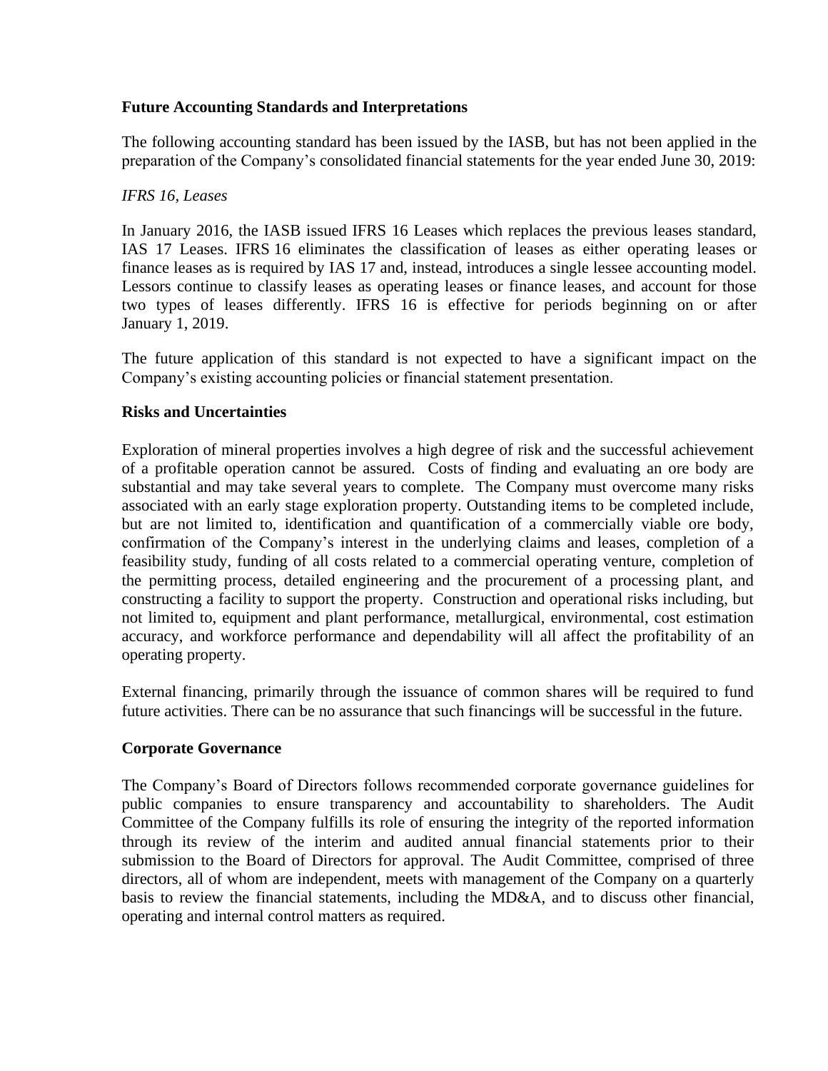## Future Accounting Standards and Interpretations

The following accounting standard has been issued by the IASB, but has not been applied in the preparation of the Company's consolidated financial statements for the year ended June 30, 2019:

*IFRS 16, Leases*

In January 2016, the IASB issued IFRS 16 Leases which replaces the previous leases standard, IAS 17 Leases. IFRS 16 eliminates the classification of leases as either operating leases or finance leases as is required by IAS 17 and, instead, introduces a single lessee accounting model. Lessors continue to classify leases as operating leases or finance leases, and account for those two types of leases differently. IFRS 16 is effective for periods beginning on or after January 1, 2019.

The future application of this standard is not expected to have a significant impact on the Company's existing accounting policies or financial statement presentation.

## Risks and Uncertainties

Exploration of mineral properties involves a high degree of risk and the successful achievement of a profitable operation cannot be assured. Costs of finding and evaluating an ore body are substantial and may take several years to complete. The Company must overcome many risks associated with an early stage exploration property. Outstanding items to be completed include, but are not limited to, identification and quantification of a commercially viable ore body, confirmation of the Company's interest in the underlying claims and leases, completion of a feasibility study, funding of all costs related to a commercial operating venture, completion of the permitting process, detailed engineering and the procurement of a processing plant, and constructing a facility to support the property. Construction and operational risks including, but not limited to, equipment and plant performance, metallurgical, environmental, cost estimation accuracy, and workforce performance and dependability will all affect the profitability of an operating property.

External financing, primarily through the issuance of common shares will be required to fund future activities. There can be no assurance that such financings will be successful in the future.

## Corporate Governance

The Company's Board of Directors follows recommended corporate governance guidelines for public companies to ensure transparency and accountability to shareholders. The Audit Committee of the Company fulfills its role of ensuring the integrity of the reported information through its review of the interim and audited annual financial statements prior to their submission to the Board of Directors for approval. The Audit Committee, comprised of three directors, all of whom are independent, meets with management of the Company on a quarterly basis to review the financial statements, including the MD&A, and to discuss other financial, operating and internal control matters as required.